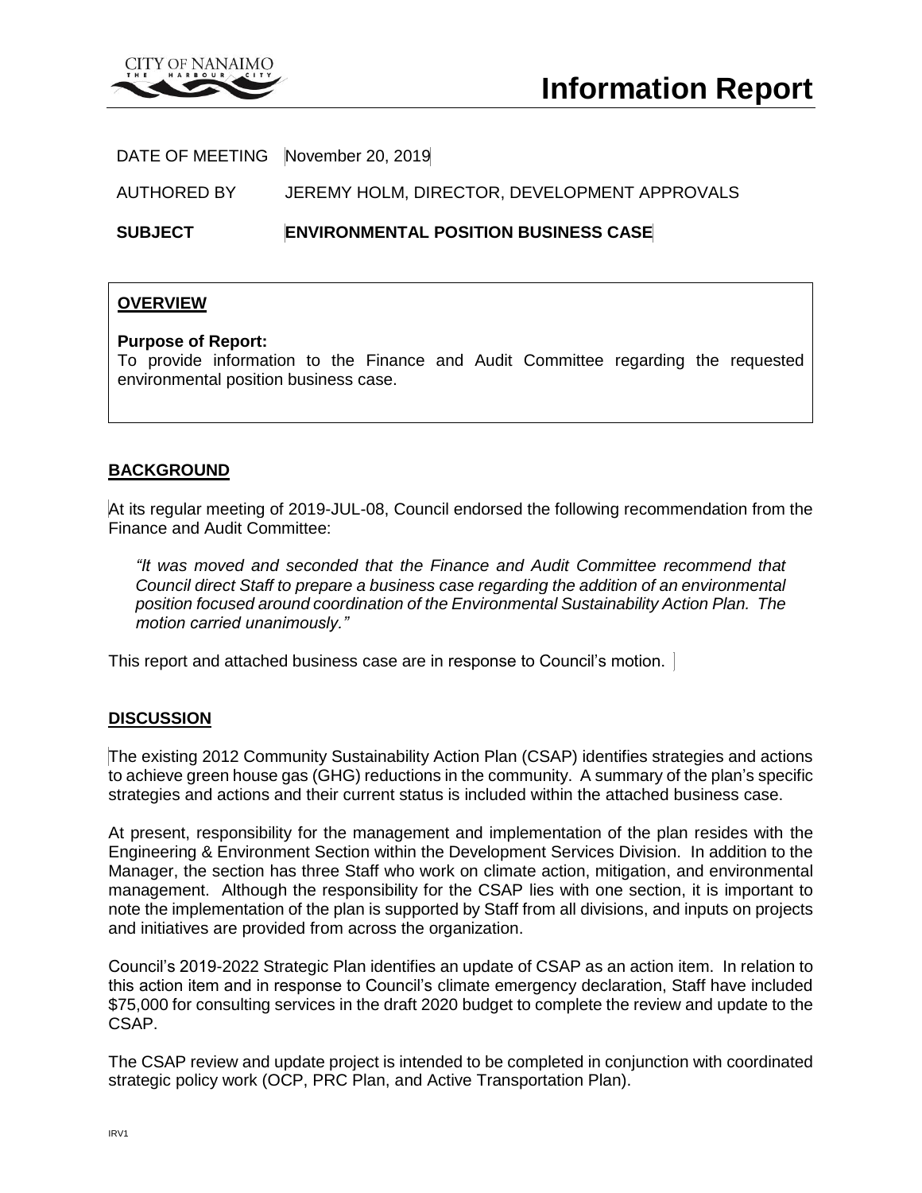# Information Report

DATE OF MEETING November 20, 2019

AUTHORED BY JEREMY HOLM, DIRECTOR, DEVELOPMENT APPROVALS

**SUBJECT** **ENVIRONMENTAL POSITION BUSINESS CASE**

## OVERVIEW

**Purpose of Report:**
To provide information to the Finance and Audit Committee regarding the requested environmental position business case.

## BACKGROUND

At its regular meeting of 2019-JUL-08, Council endorsed the following recommendation from the Finance and Audit Committee:

> *"It was moved and seconded that the Finance and Audit Committee recommend that Council direct Staff to prepare a business case regarding the addition of an environmental position focused around coordination of the Environmental Sustainability Action Plan. The motion carried unanimously."*

This report and attached business case are in response to Council's motion.

## DISCUSSION

The existing 2012 Community Sustainability Action Plan (CSAP) identifies strategies and actions to achieve green house gas (GHG) reductions in the community. A summary of the plan's specific strategies and actions and their current status is included within the attached business case.

At present, responsibility for the management and implementation of the plan resides with the Engineering & Environment Section within the Development Services Division. In addition to the Manager, the section has three Staff who work on climate action, mitigation, and environmental management. Although the responsibility for the CSAP lies with one section, it is important to note the implementation of the plan is supported by Staff from all divisions, and inputs on projects and initiatives are provided from across the organization.

Council's 2019-2022 Strategic Plan identifies an update of CSAP as an action item. In relation to this action item and in response to Council's climate emergency declaration, Staff have included $75,000 for consulting services in the draft 2020 budget to complete the review and update to the CSAP.

The CSAP review and update project is intended to be completed in conjunction with coordinated strategic policy work (OCP, PRC Plan, and Active Transportation Plan).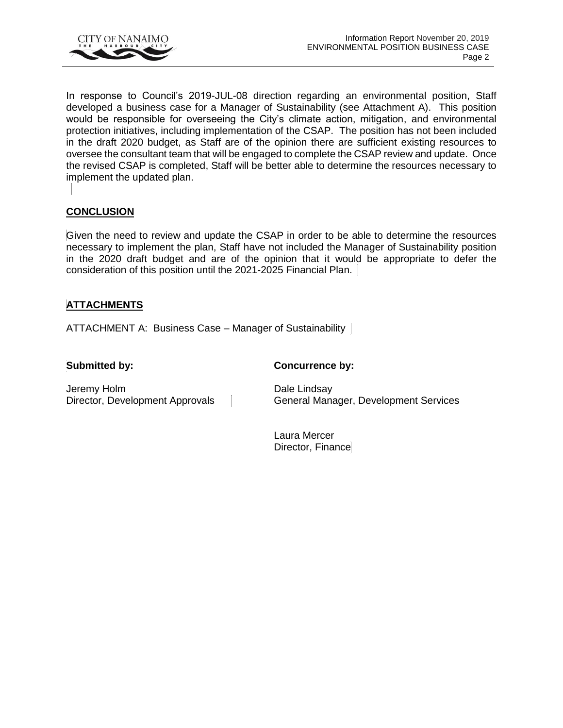In response to Council's 2019-JUL-08 direction regarding an environmental position, Staff developed a business case for a Manager of Sustainability (see Attachment A). This position would be responsible for overseeing the City's climate action, mitigation, and environmental protection initiatives, including implementation of the CSAP. The position has not been included in the draft 2020 budget, as Staff are of the opinion there are sufficient existing resources to oversee the consultant team that will be engaged to complete the CSAP review and update. Once the revised CSAP is completed, Staff will be better able to determine the resources necessary to implement the updated plan.

## CONCLUSION

Given the need to review and update the CSAP in order to be able to determine the resources necessary to implement the plan, Staff have not included the Manager of Sustainability position in the 2020 draft budget and are of the opinion that it would be appropriate to defer the consideration of this position until the 2021-2025 Financial Plan.

## ATTACHMENTS

ATTACHMENT A: Business Case – Manager of Sustainability

**Submitted by:**

Jeremy Holm
Director, Development Approvals

**Concurrence by:**

Dale Lindsay
General Manager, Development Services

Laura Mercer
Director, Finance